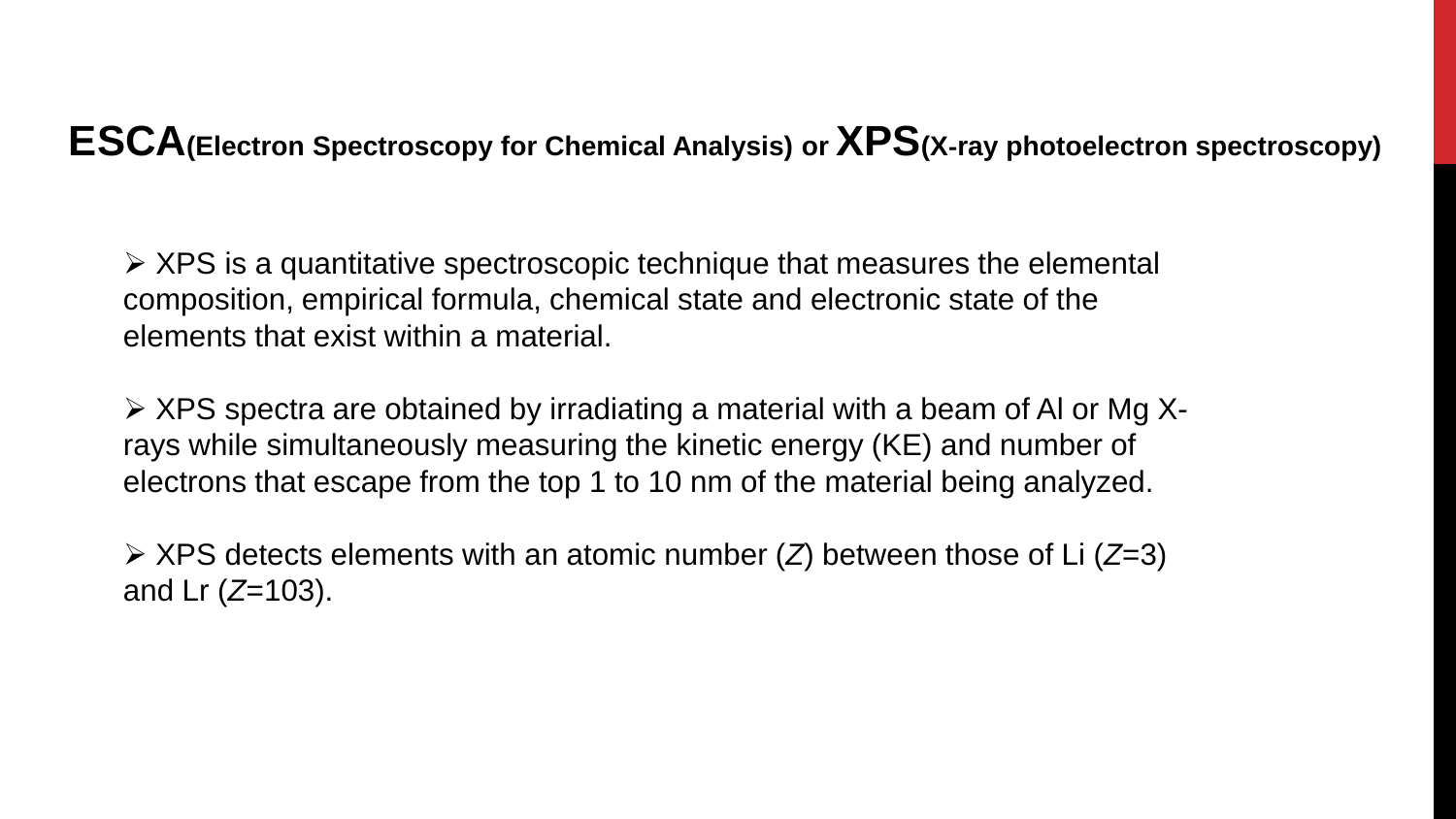# **ESCA**(Electron Spectroscopy for Chemical Analysis) or **XPS**(X-ray photoelectron spectroscopy)

- XPS is a quantitative spectroscopic technique that measures the elemental composition, empirical formula, chemical state and electronic state of the elements that exist within a material.

- XPS spectra are obtained by irradiating a material with a beam of Al or Mg X-rays while simultaneously measuring the kinetic energy (KE) and number of electrons that escape from the top 1 to 10 nm of the material being analyzed.

- XPS detects elements with an atomic number ($Z$) between those of Li ($Z$=3) and Lr ($Z$=103).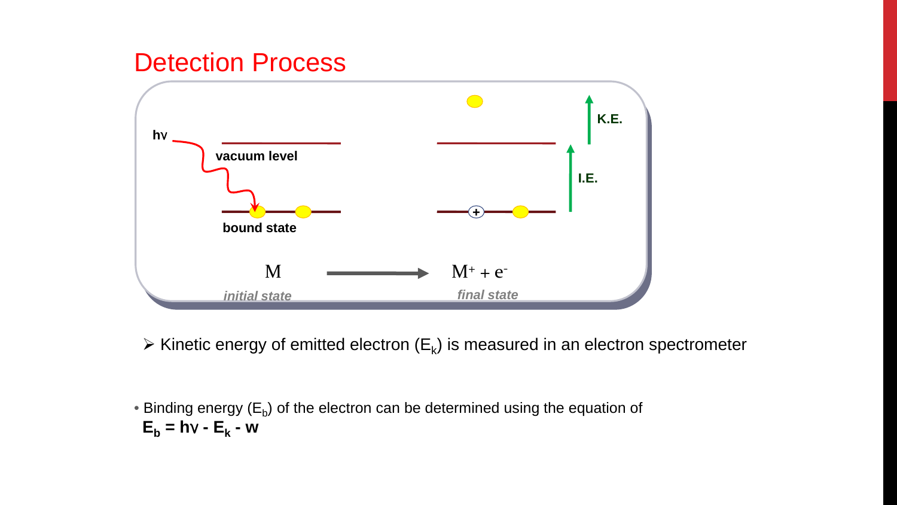# Detection Process

hν

vacuum level

bound state

M → $M^+ + e^-$

*initial state* *final state*

K.E.

I.E.

- Kinetic energy of emitted electron ($E_k$) is measured in an electron spectrometer

- Binding energy ($E_b$) of the electron can be determined using the equation of
  $$E_b = h\nu - E_k - w$$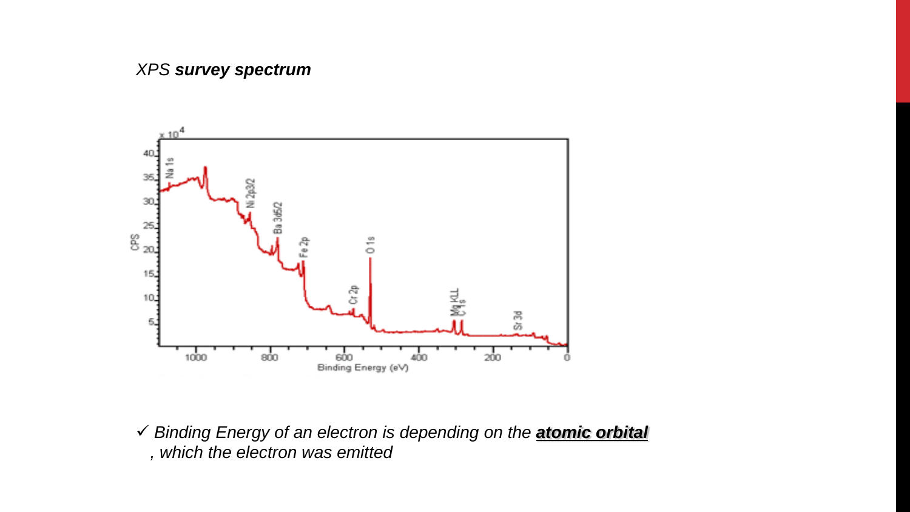*XPS* ***survey spectrum***

✓ *Binding Energy of an electron is depending on the* ***atomic orbital*** *, which the electron was emitted*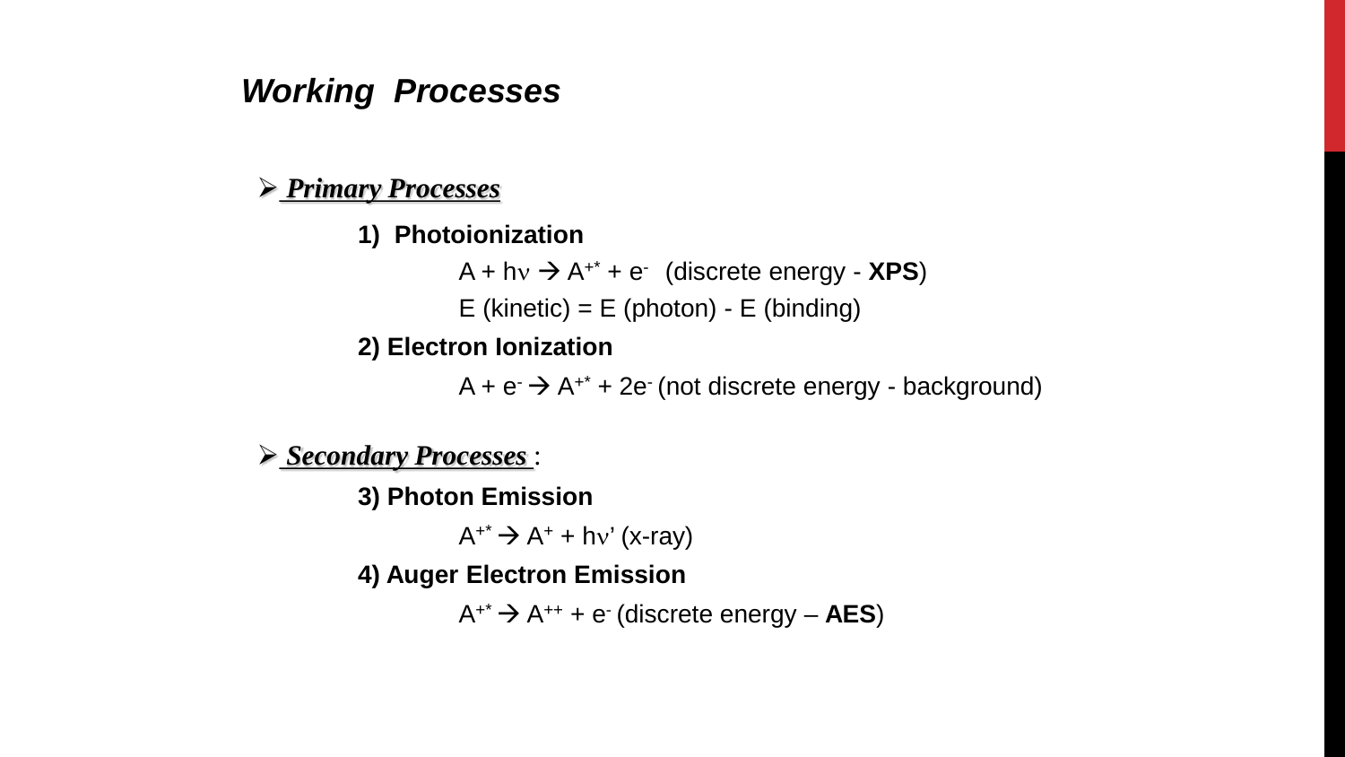## *Working Processes*

- ***Primary Processes***

  **1) Photoionization**

  $A + h\nu \rightarrow A^{+*} + e^-$ (discrete energy - **XPS**)

  E (kinetic) = E (photon) - E (binding)

  **2) Electron Ionization**

  $A + e^- \rightarrow A^{+*} + 2e^-$ (not discrete energy - background)

- ***Secondary Processes*** :

  **3) Photon Emission**

  $A^{+*} \rightarrow A^+ + h\nu'$ (x-ray)

  **4) Auger Electron Emission**

  $A^{+*} \rightarrow A^{++} + e^-$ (discrete energy – **AES**)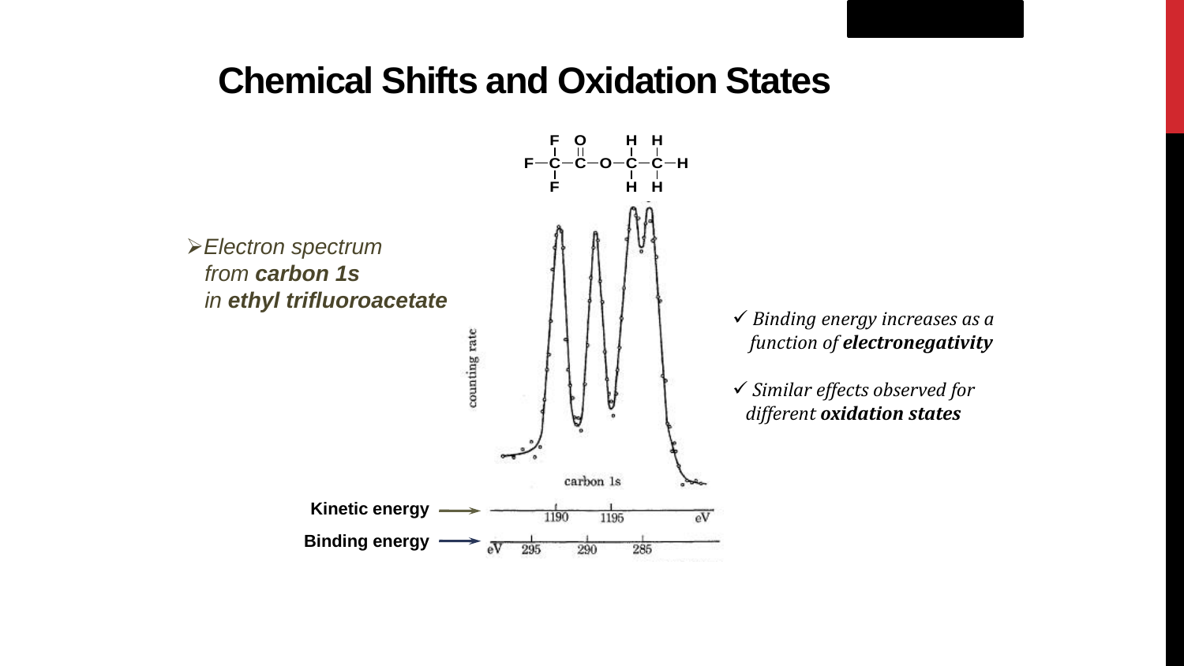# Chemical Shifts and Oxidation States

- *Electron spectrum from **carbon 1s** in **ethyl trifluoroacetate***

- ✓ *Binding energy increases as a function of **electronegativity***
- ✓ *Similar effects observed for different **oxidation states***

**Kinetic energy** → 1190, 1195 eV

**Binding energy** → eV 295, 290, 285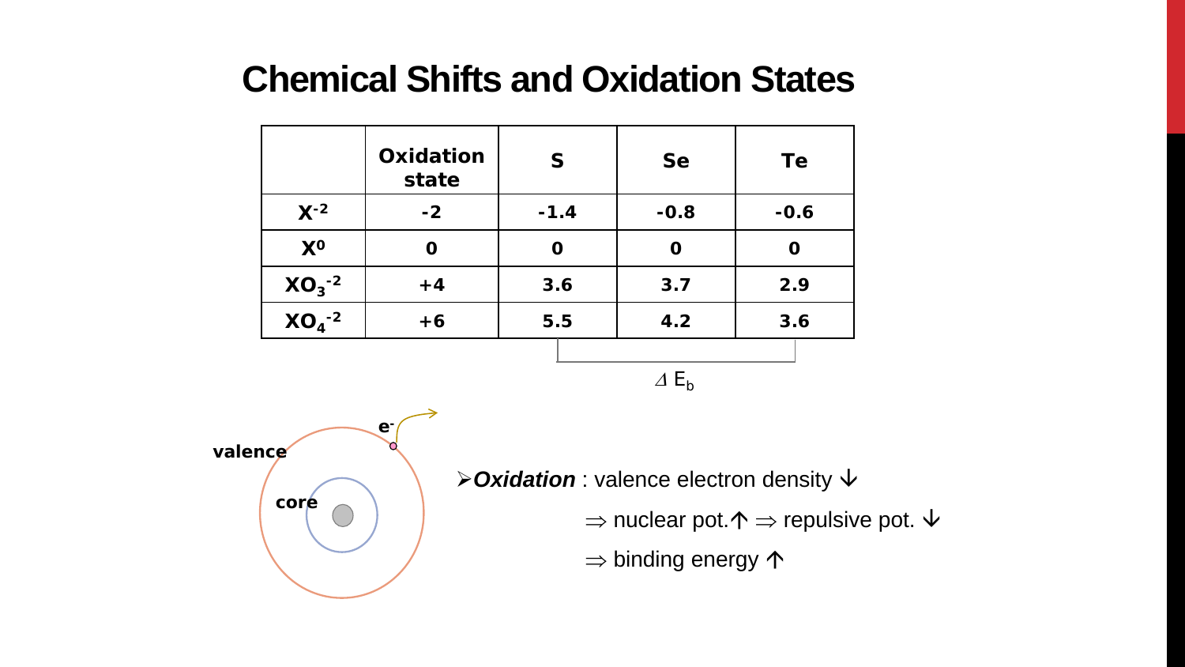# Chemical Shifts and Oxidation States

|  | Oxidation state | S | Se | Te |
|---|---|---|---|---|
| $X^{-2}$ | -2 | -1.4 | -0.8 | -0.6 |
| $X^{0}$ | 0 | 0 | 0 | 0 |
| $XO_3^{-2}$ | +4 | 3.6 | 3.7 | 2.9 |
| $XO_4^{-2}$ | +6 | 5.5 | 4.2 | 3.6 |

$\Delta E_b$

valence

core

$e^-$

- ***Oxidation*** : valence electron density ↓

  ⇒ nuclear pot.↑ ⇒ repulsive pot. ↓

  ⇒ binding energy ↑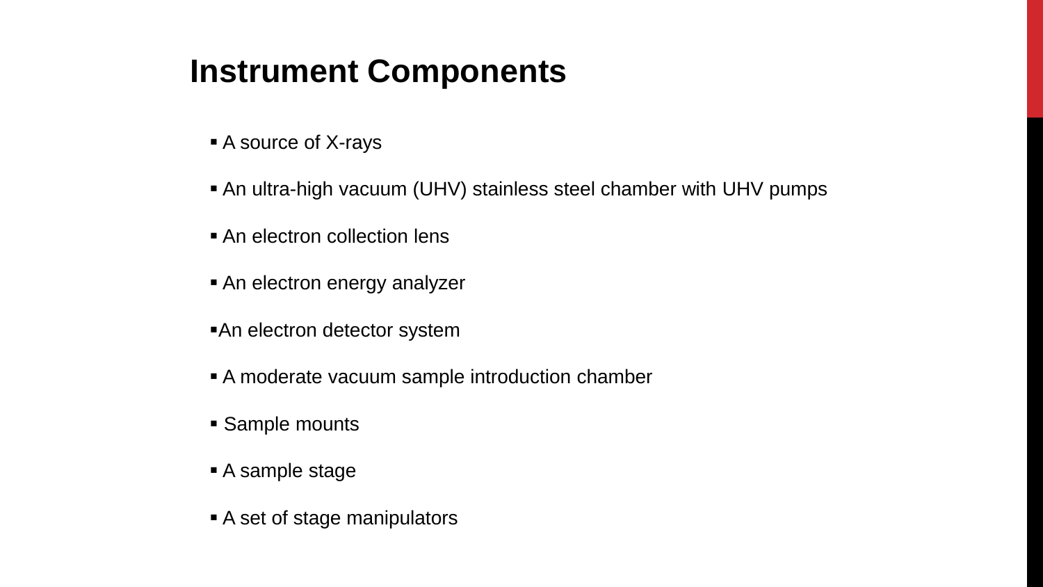## Instrument Components

- A source of X-rays
- An ultra-high vacuum (UHV) stainless steel chamber with UHV pumps
- An electron collection lens
- An electron energy analyzer
- An electron detector system
- A moderate vacuum sample introduction chamber
- Sample mounts
- A sample stage
- A set of stage manipulators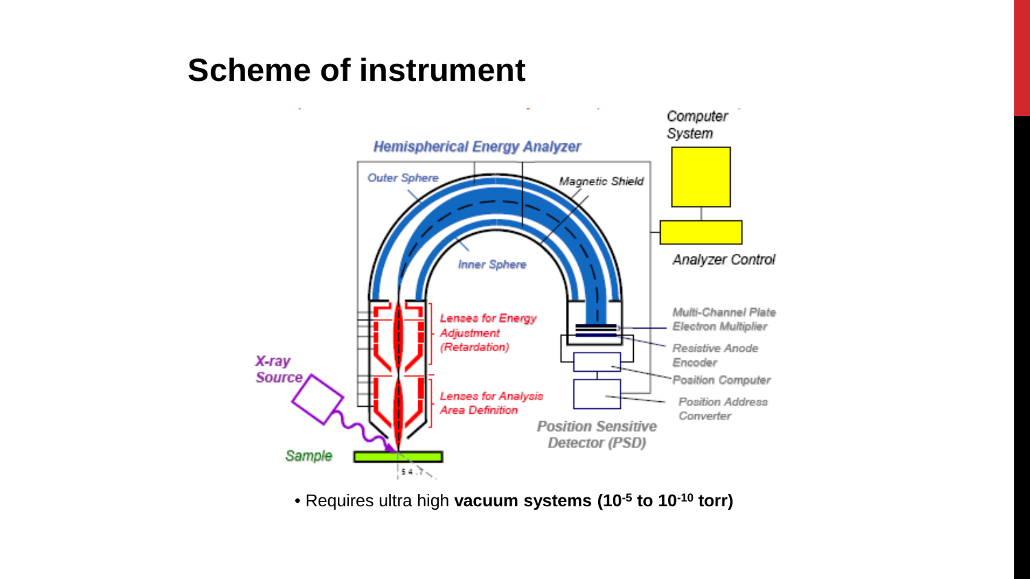# Scheme of instrument

Hemispherical Energy Analyzer

Outer Sphere

Magnetic Shield

Inner Sphere

Computer System

Analyzer Control

Lenses for Energy Adjustment (Retardation)

Lenses for Analysis Area Definition

Multi-Channel Plate Electron Multiplier

Resistive Anode Encoder

Position Computer

Position Address Converter

Position Sensitive Detector (PSD)

X-ray Source

Sample

54.7

- Requires ultra high **vacuum systems ($10^{-5}$ to $10^{-10}$ torr)**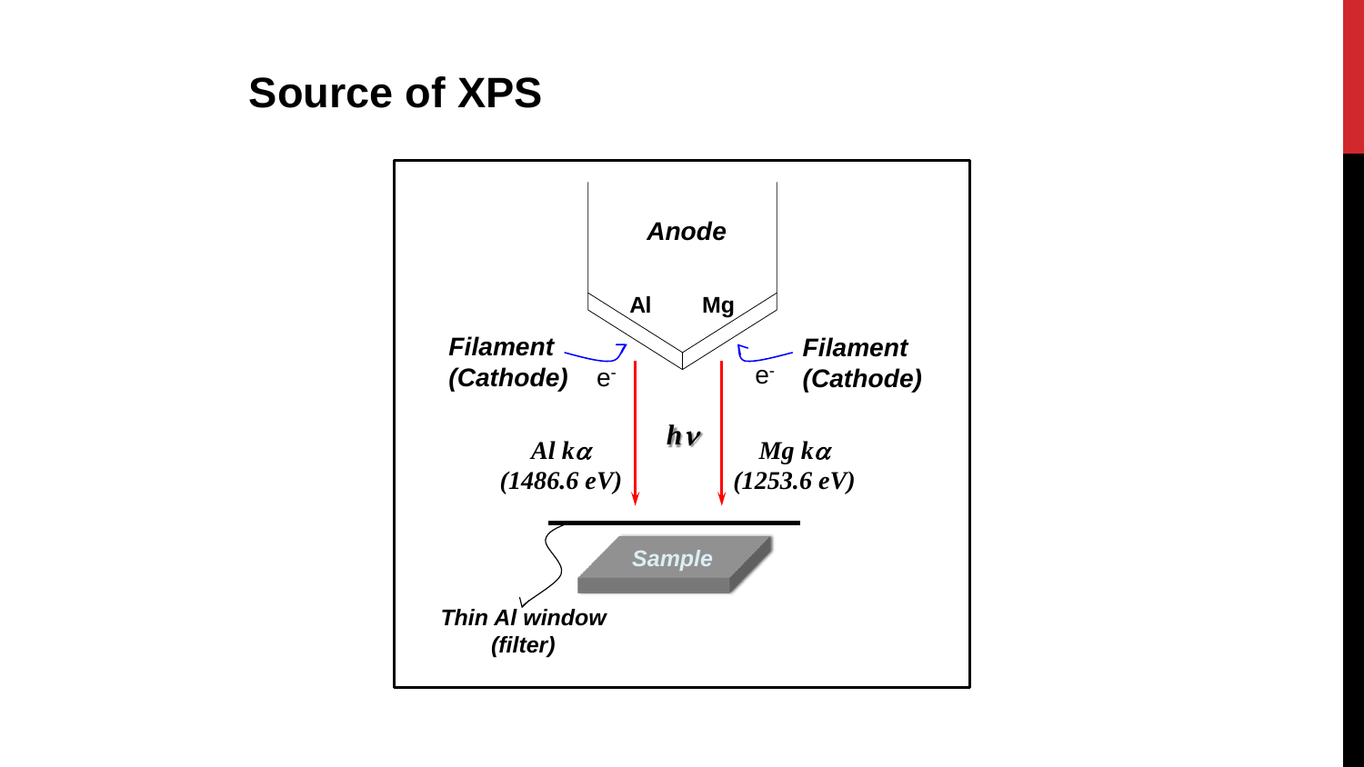# Source of XPS

Anode

Al

Mg

Filament (Cathode)

$e^-$

Filament (Cathode)

$e^-$

$h\nu$

*Al* $k\alpha$ *(1486.6 eV)*

*Mg* $k\alpha$ *(1253.6 eV)*

Sample

Thin Al window (filter)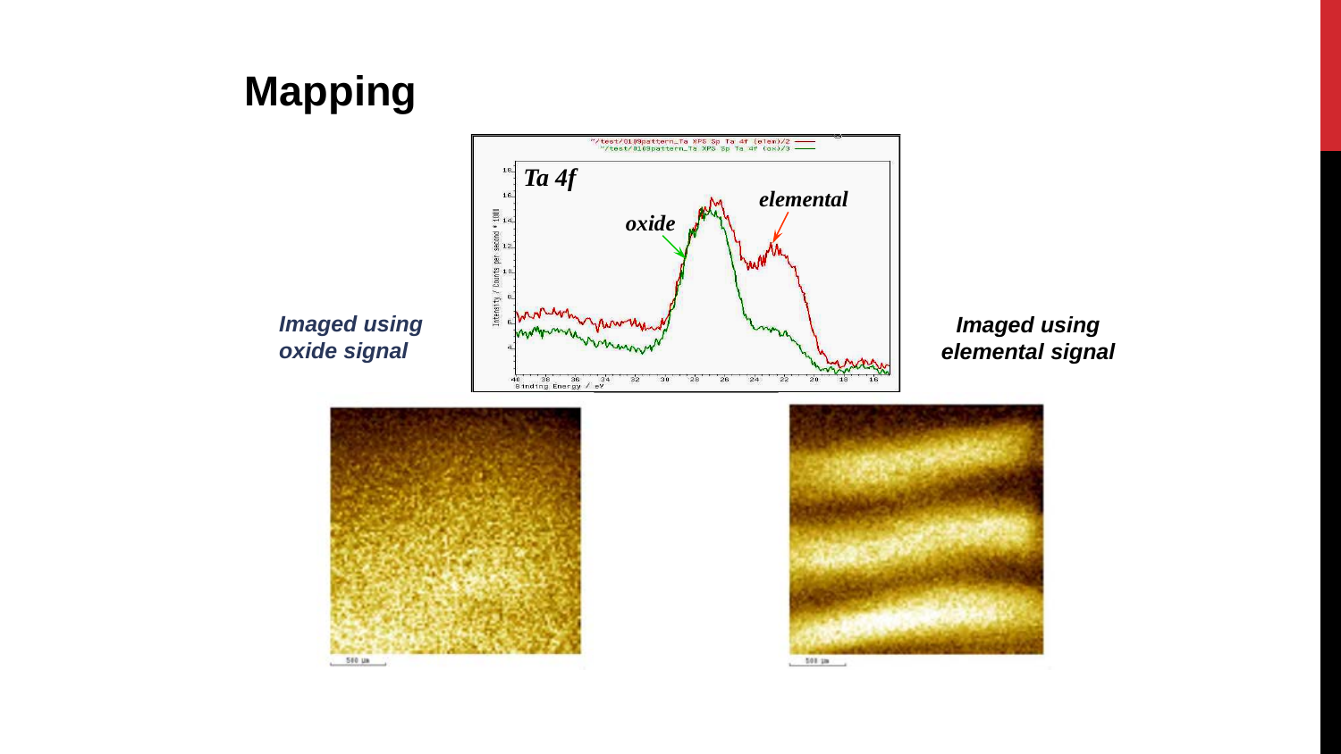# Mapping

*Imaged using oxide signal*

Ta 4f

oxide

elemental

~/test/0109pattern_Ta XPS Sp Ta 4f (elem)/2

~/test/0109pattern_Ta XPS Sp Ta 4f (ox)/3

Intensity / Counts per second * 1000

Binding Energy / eV

*Imaged using elemental signal*

500 µm

500 µm